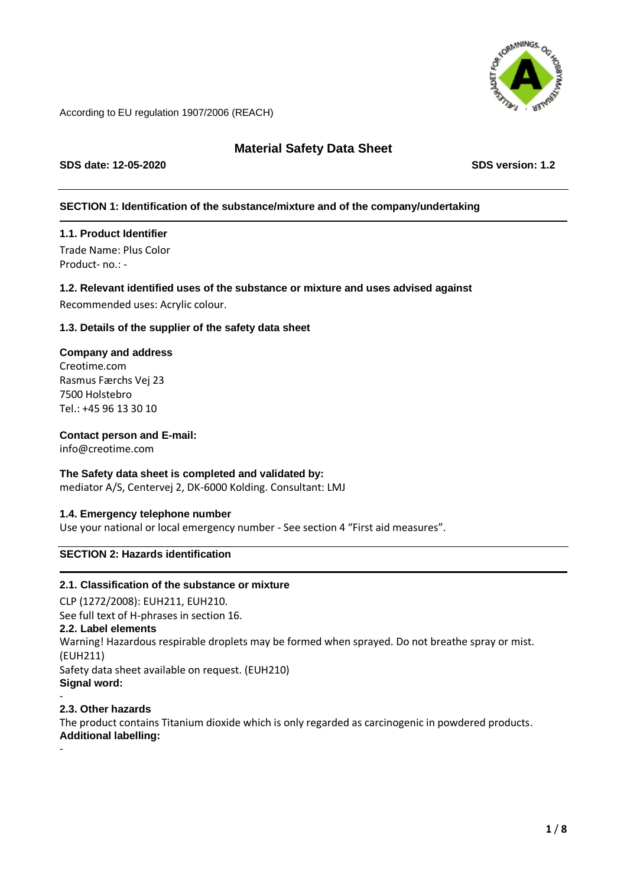According to EU regulation 1907/2006 (REACH)

# Material Safety Data Sheet

**SDS date: 12-05-2020** **SDS version: 1.2**

## SECTION 1: Identification of the substance/mixture and of the company/undertaking

### 1.1. Product Identifier

Trade Name: Plus Color
Product- no.: -

### 1.2. Relevant identified uses of the substance or mixture and uses advised against

Recommended uses: Acrylic colour.

### 1.3. Details of the supplier of the safety data sheet

**Company and address**
Creotime.com
Rasmus Færchs Vej 23
7500 Holstebro
Tel.: +45 96 13 30 10

**Contact person and E-mail:**
info@creotime.com

**The Safety data sheet is completed and validated by:**
mediator A/S, Centervej 2, DK-6000 Kolding. Consultant: LMJ

### 1.4. Emergency telephone number

Use your national or local emergency number - See section 4 "First aid measures".

## SECTION 2: Hazards identification

### 2.1. Classification of the substance or mixture

CLP (1272/2008): EUH211, EUH210.
See full text of H-phrases in section 16.

### 2.2. Label elements

Warning! Hazardous respirable droplets may be formed when sprayed. Do not breathe spray or mist. (EUH211)
Safety data sheet available on request. (EUH210)

**Signal word:**

-

### 2.3. Other hazards

The product contains Titanium dioxide which is only regarded as carcinogenic in powdered products.

**Additional labelling:**

-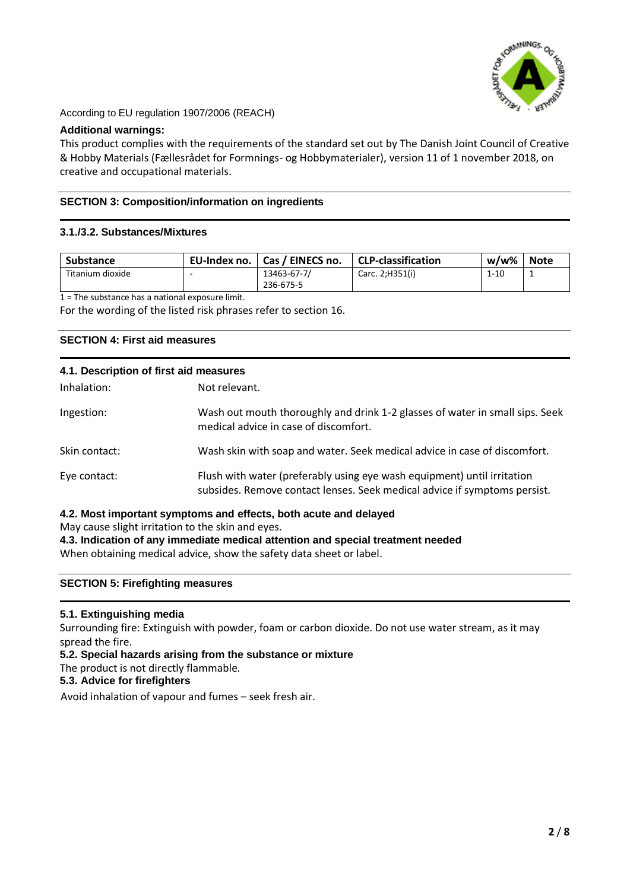According to EU regulation 1907/2006 (REACH)

**Additional warnings:**

This product complies with the requirements of the standard set out by The Danish Joint Council of Creative & Hobby Materials (Fællesrådet for Formnings- og Hobbymaterialer), version 11 of 1 november 2018, on creative and occupational materials.

## SECTION 3: Composition/information on ingredients

### 3.1./3.2. Substances/Mixtures

| Substance | EU-Index no. | Cas / EINECS no. | CLP-classification | w/w% | Note |
|---|---|---|---|---|---|
| Titanium dioxide | - | 13463-67-7/ 236-675-5 | Carc. 2;H351(i) | 1-10 | 1 |

1 = The substance has a national exposure limit.

For the wording of the listed risk phrases refer to section 16.

## SECTION 4: First aid measures

### 4.1. Description of first aid measures

Inhalation: Not relevant.

Ingestion: Wash out mouth thoroughly and drink 1-2 glasses of water in small sips. Seek medical advice in case of discomfort.

Skin contact: Wash skin with soap and water. Seek medical advice in case of discomfort.

Eye contact: Flush with water (preferably using eye wash equipment) until irritation subsides. Remove contact lenses. Seek medical advice if symptoms persist.

### 4.2. Most important symptoms and effects, both acute and delayed

May cause slight irritation to the skin and eyes.

### 4.3. Indication of any immediate medical attention and special treatment needed

When obtaining medical advice, show the safety data sheet or label.

## SECTION 5: Firefighting measures

### 5.1. Extinguishing media

Surrounding fire: Extinguish with powder, foam or carbon dioxide. Do not use water stream, as it may spread the fire.

### 5.2. Special hazards arising from the substance or mixture

The product is not directly flammable.

### 5.3. Advice for firefighters

Avoid inhalation of vapour and fumes – seek fresh air.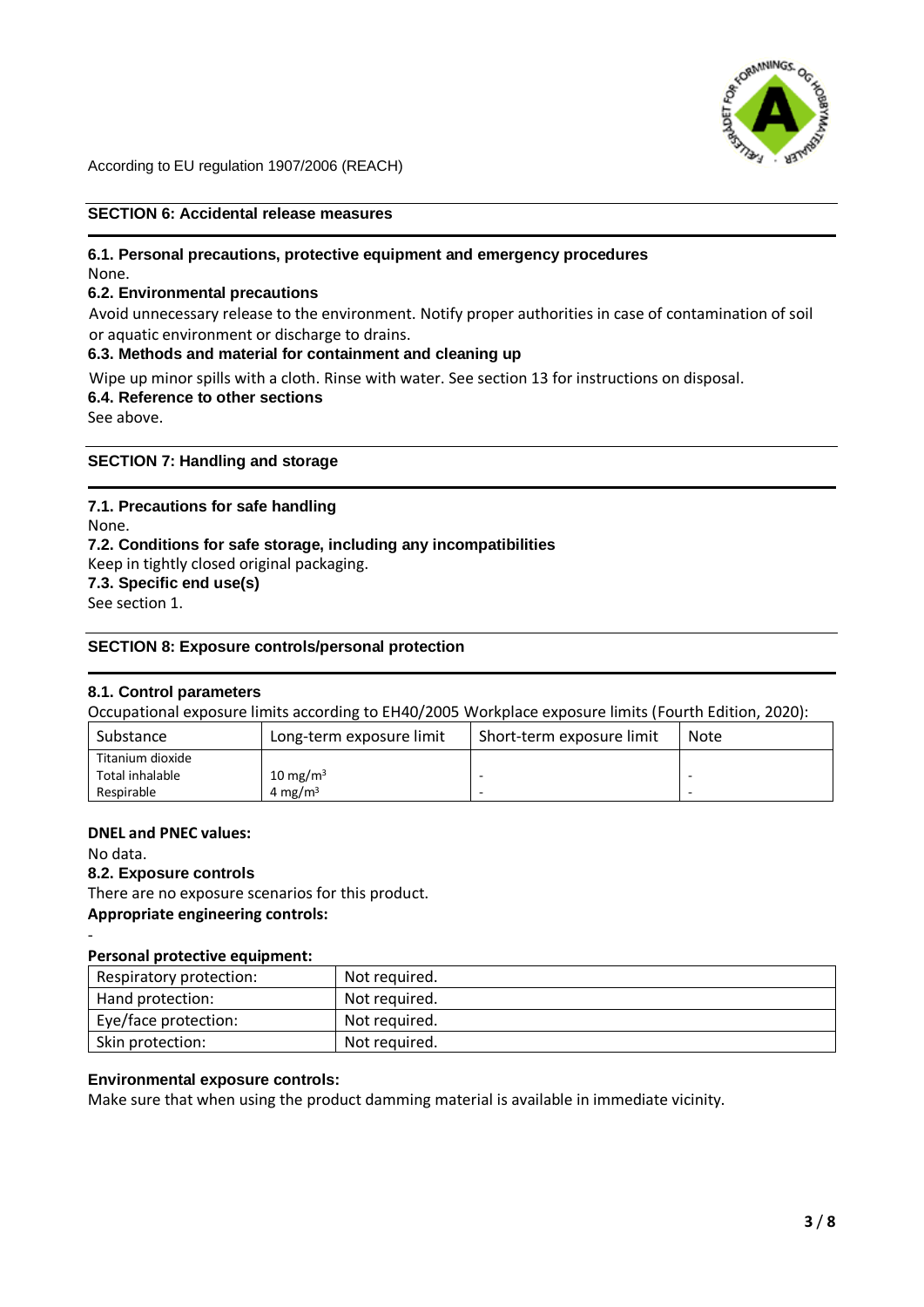According to EU regulation 1907/2006 (REACH)

## SECTION 6: Accidental release measures

### 6.1. Personal precautions, protective equipment and emergency procedures

None.

### 6.2. Environmental precautions

Avoid unnecessary release to the environment. Notify proper authorities in case of contamination of soil or aquatic environment or discharge to drains.

### 6.3. Methods and material for containment and cleaning up

Wipe up minor spills with a cloth. Rinse with water. See section 13 for instructions on disposal.

### 6.4. Reference to other sections

See above.

## SECTION 7: Handling and storage

### 7.1. Precautions for safe handling

None.

### 7.2. Conditions for safe storage, including any incompatibilities

Keep in tightly closed original packaging.

### 7.3. Specific end use(s)

See section 1.

## SECTION 8: Exposure controls/personal protection

### 8.1. Control parameters

Occupational exposure limits according to EH40/2005 Workplace exposure limits (Fourth Edition, 2020):

| Substance | Long-term exposure limit | Short-term exposure limit | Note |
|---|---|---|---|
| Titanium dioxide | | | |
| Total inhalable | 10 mg/m$^3$ | - | - |
| Respirable | 4 mg/m$^3$ | - | - |

**DNEL and PNEC values:**

No data.

### 8.2. Exposure controls

There are no exposure scenarios for this product.

**Appropriate engineering controls:**

-

**Personal protective equipment:**

| Respiratory protection: | Not required. |
|---|---|
| Hand protection: | Not required. |
| Eye/face protection: | Not required. |
| Skin protection: | Not required. |

**Environmental exposure controls:**

Make sure that when using the product damming material is available in immediate vicinity.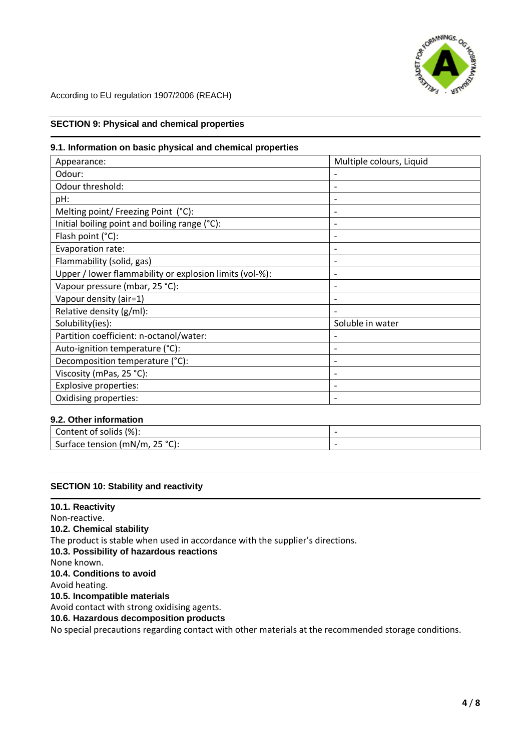According to EU regulation 1907/2006 (REACH)

## SECTION 9: Physical and chemical properties

### 9.1. Information on basic physical and chemical properties

| | |
|---|---|
| Appearance: | Multiple colours, Liquid |
| Odour: | - |
| Odour threshold: | - |
| pH: | - |
| Melting point/ Freezing Point (°C): | - |
| Initial boiling point and boiling range (°C): | - |
| Flash point (°C): | - |
| Evaporation rate: | - |
| Flammability (solid, gas) | - |
| Upper / lower flammability or explosion limits (vol-%): | - |
| Vapour pressure (mbar, 25 °C): | - |
| Vapour density (air=1) | - |
| Relative density (g/ml): | - |
| Solubility(ies): | Soluble in water |
| Partition coefficient: n-octanol/water: | - |
| Auto-ignition temperature (°C): | - |
| Decomposition temperature (°C): | - |
| Viscosity (mPas, 25 °C): | - |
| Explosive properties: | - |
| Oxidising properties: | - |

### 9.2. Other information

| | |
|---|---|
| Content of solids (%): | - |
| Surface tension (mN/m, 25 °C): | - |

## SECTION 10: Stability and reactivity

### 10.1. Reactivity
Non-reactive.

### 10.2. Chemical stability
The product is stable when used in accordance with the supplier's directions.

### 10.3. Possibility of hazardous reactions
None known.

### 10.4. Conditions to avoid
Avoid heating.

### 10.5. Incompatible materials
Avoid contact with strong oxidising agents.

### 10.6. Hazardous decomposition products
No special precautions regarding contact with other materials at the recommended storage conditions.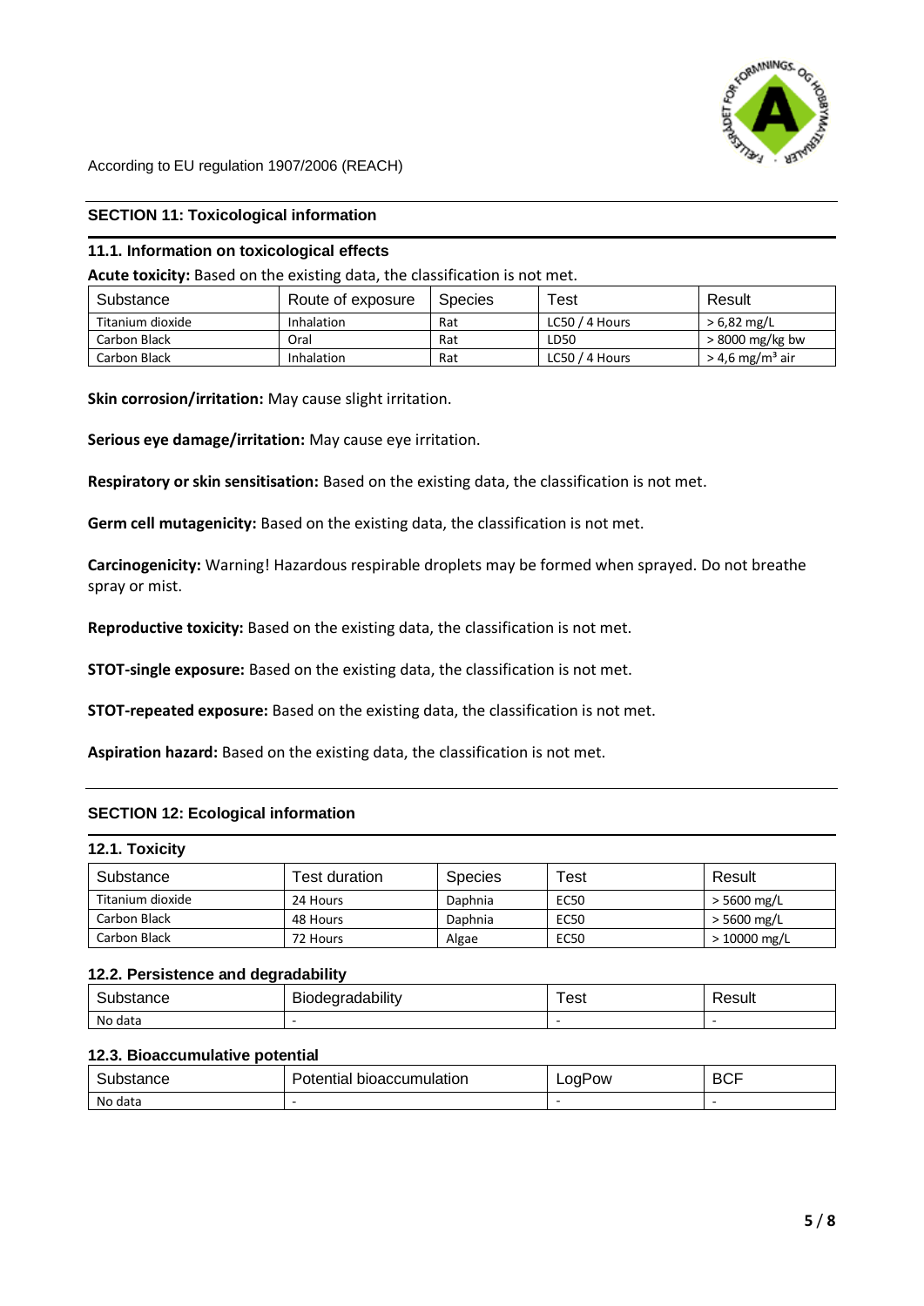According to EU regulation 1907/2006 (REACH)

## SECTION 11: Toxicological information

### 11.1. Information on toxicological effects

**Acute toxicity:** Based on the existing data, the classification is not met.

| Substance | Route of exposure | Species | Test | Result |
|---|---|---|---|---|
| Titanium dioxide | Inhalation | Rat | LC50 / 4 Hours | > 6,82 mg/L |
| Carbon Black | Oral | Rat | LD50 | > 8000 mg/kg bw |
| Carbon Black | Inhalation | Rat | LC50 / 4 Hours | > 4,6 mg/m³ air |

**Skin corrosion/irritation:** May cause slight irritation.

**Serious eye damage/irritation:** May cause eye irritation.

**Respiratory or skin sensitisation:** Based on the existing data, the classification is not met.

**Germ cell mutagenicity:** Based on the existing data, the classification is not met.

**Carcinogenicity:** Warning! Hazardous respirable droplets may be formed when sprayed. Do not breathe spray or mist.

**Reproductive toxicity:** Based on the existing data, the classification is not met.

**STOT-single exposure:** Based on the existing data, the classification is not met.

**STOT-repeated exposure:** Based on the existing data, the classification is not met.

**Aspiration hazard:** Based on the existing data, the classification is not met.

## SECTION 12: Ecological information

### 12.1. Toxicity

| Substance | Test duration | Species | Test | Result |
|---|---|---|---|---|
| Titanium dioxide | 24 Hours | Daphnia | EC50 | > 5600 mg/L |
| Carbon Black | 48 Hours | Daphnia | EC50 | > 5600 mg/L |
| Carbon Black | 72 Hours | Algae | EC50 | > 10000 mg/L |

### 12.2. Persistence and degradability

| Substance | Biodegradability | Test | Result |
|---|---|---|---|
| No data | - | - | - |

### 12.3. Bioaccumulative potential

| Substance | Potential bioaccumulation | LogPow | BCF |
|---|---|---|---|
| No data | - | - | - |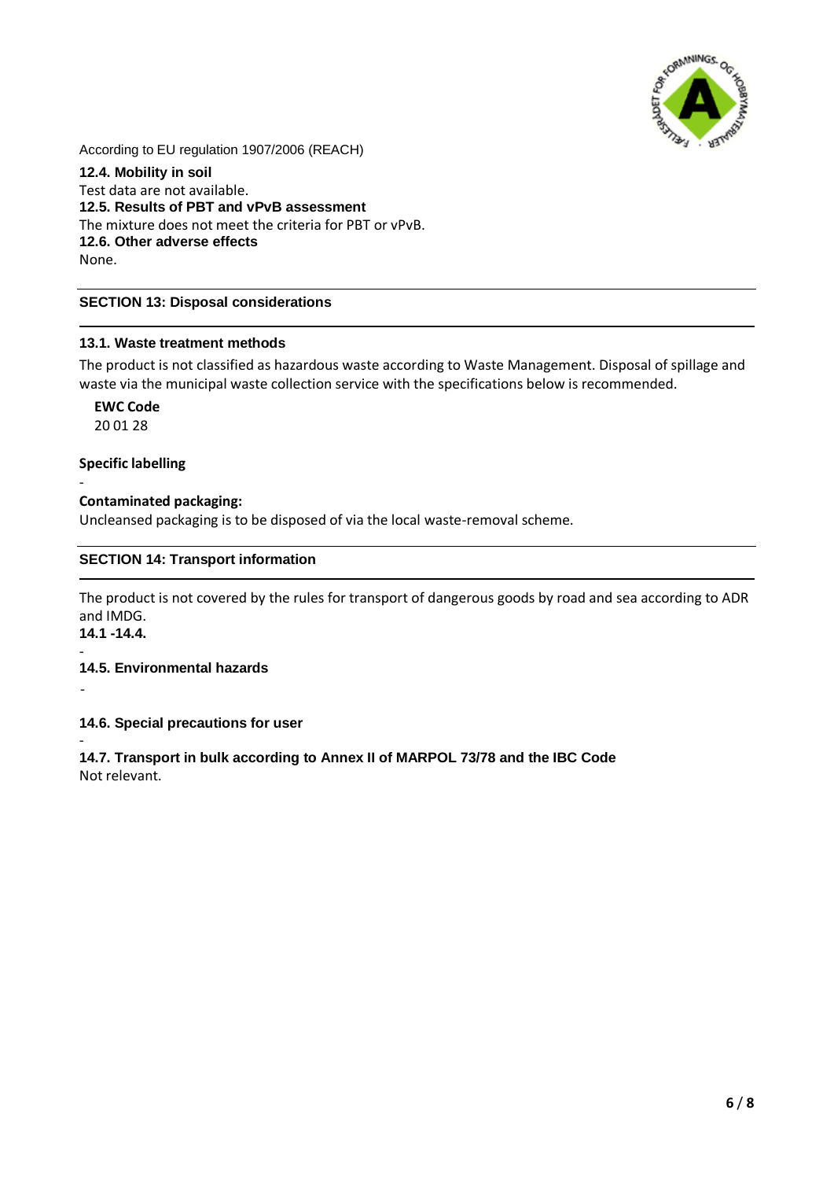According to EU regulation 1907/2006 (REACH)

**12.4. Mobility in soil**

Test data are not available.

**12.5. Results of PBT and vPvB assessment**

The mixture does not meet the criteria for PBT or vPvB.

**12.6. Other adverse effects**

None.

## SECTION 13: Disposal considerations

### 13.1. Waste treatment methods

The product is not classified as hazardous waste according to Waste Management. Disposal of spillage and waste via the municipal waste collection service with the specifications below is recommended.

**EWC Code**

20 01 28

**Specific labelling**

-

**Contaminated packaging:**

Uncleansed packaging is to be disposed of via the local waste-removal scheme.

## SECTION 14: Transport information

The product is not covered by the rules for transport of dangerous goods by road and sea according to ADR and IMDG.

**14.1 -14.4.**

-

**14.5. Environmental hazards**

-

**14.6. Special precautions for user**

-

**14.7. Transport in bulk according to Annex II of MARPOL 73/78 and the IBC Code**

Not relevant.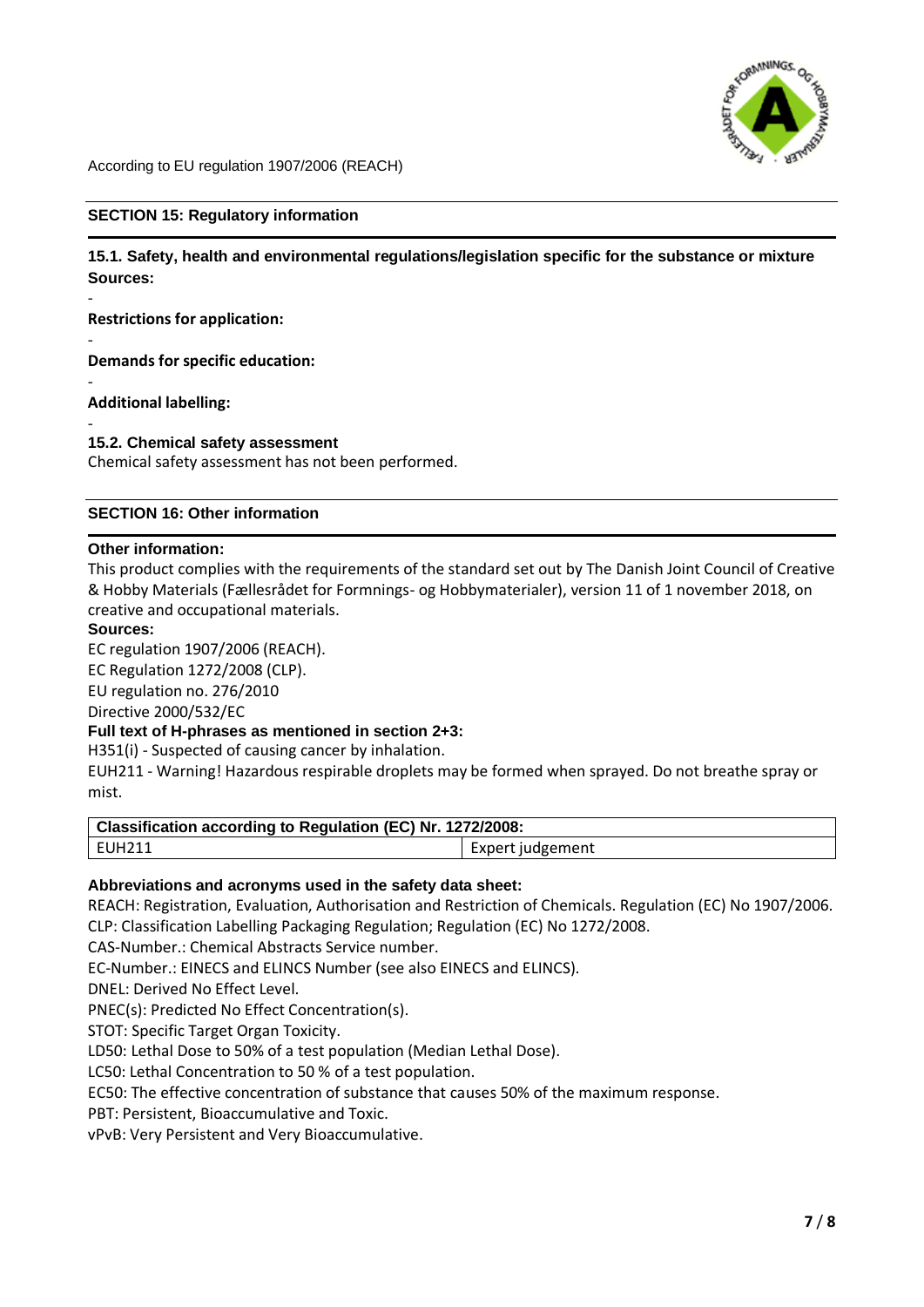## SECTION 15: Regulatory information

### 15.1. Safety, health and environmental regulations/legislation specific for the substance or mixture

**Sources:**

-

**Restrictions for application:**

-

**Demands for specific education:**

-

**Additional labelling:**

-

### 15.2. Chemical safety assessment

Chemical safety assessment has not been performed.

## SECTION 16: Other information

**Other information:**

This product complies with the requirements of the standard set out by The Danish Joint Council of Creative & Hobby Materials (Fællesrådet for Formnings- og Hobbymaterialer), version 11 of 1 november 2018, on creative and occupational materials.

**Sources:**

EC regulation 1907/2006 (REACH).
EC Regulation 1272/2008 (CLP).
EU regulation no. 276/2010
Directive 2000/532/EC

**Full text of H-phrases as mentioned in section 2+3:**

H351(i) - Suspected of causing cancer by inhalation.
EUH211 - Warning! Hazardous respirable droplets may be formed when sprayed. Do not breathe spray or mist.

| Classification according to Regulation (EC) Nr. 1272/2008: | |
|---|---|
| EUH211 | Expert judgement |

**Abbreviations and acronyms used in the safety data sheet:**

REACH: Registration, Evaluation, Authorisation and Restriction of Chemicals. Regulation (EC) No 1907/2006.
CLP: Classification Labelling Packaging Regulation; Regulation (EC) No 1272/2008.
CAS-Number.: Chemical Abstracts Service number.
EC-Number.: EINECS and ELINCS Number (see also EINECS and ELINCS).
DNEL: Derived No Effect Level.
PNEC(s): Predicted No Effect Concentration(s).
STOT: Specific Target Organ Toxicity.
LD50: Lethal Dose to 50% of a test population (Median Lethal Dose).
LC50: Lethal Concentration to 50 % of a test population.
EC50: The effective concentration of substance that causes 50% of the maximum response.
PBT: Persistent, Bioaccumulative and Toxic.
vPvB: Very Persistent and Very Bioaccumulative.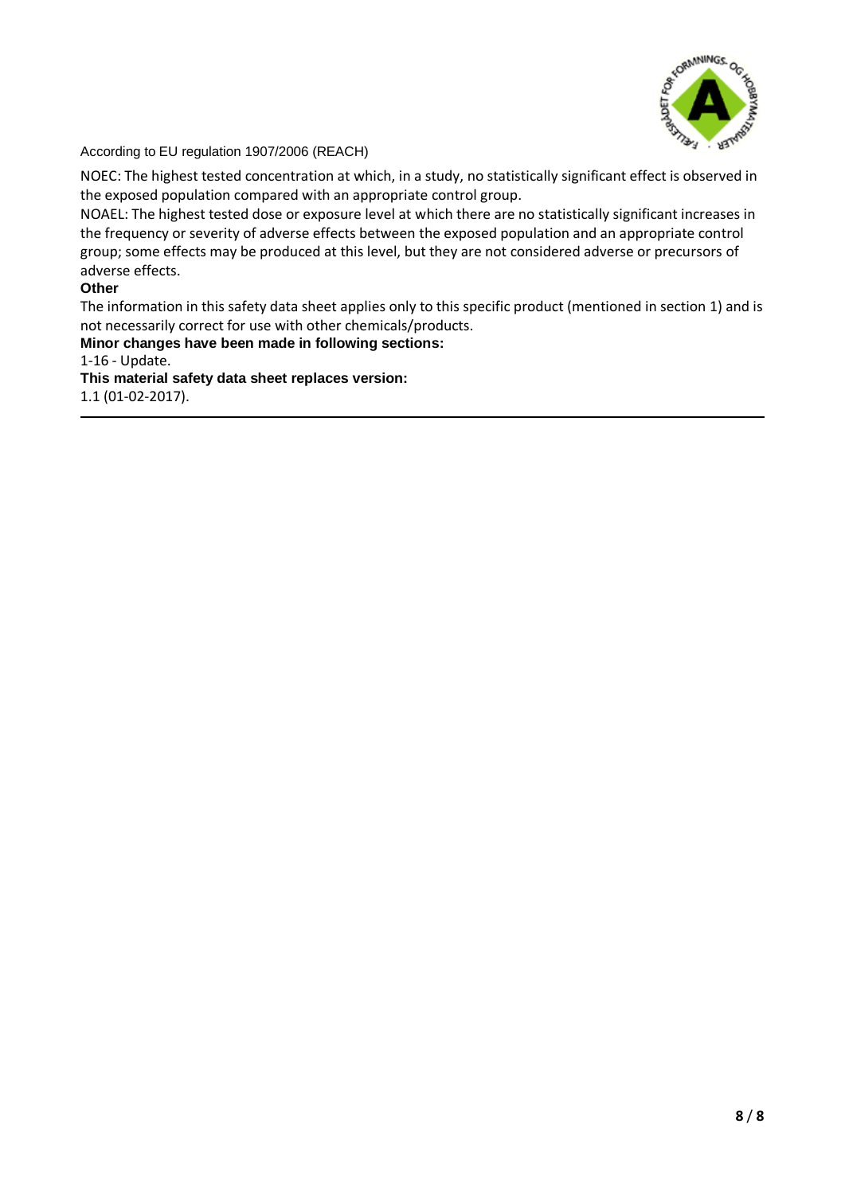NOEC: The highest tested concentration at which, in a study, no statistically significant effect is observed in the exposed population compared with an appropriate control group.
NOAEL: The highest tested dose or exposure level at which there are no statistically significant increases in the frequency or severity of adverse effects between the exposed population and an appropriate control group; some effects may be produced at this level, but they are not considered adverse or precursors of adverse effects.

**Other**

The information in this safety data sheet applies only to this specific product (mentioned in section 1) and is not necessarily correct for use with other chemicals/products.

**Minor changes have been made in following sections:**

1-16 - Update.

**This material safety data sheet replaces version:**

1.1 (01-02-2017).